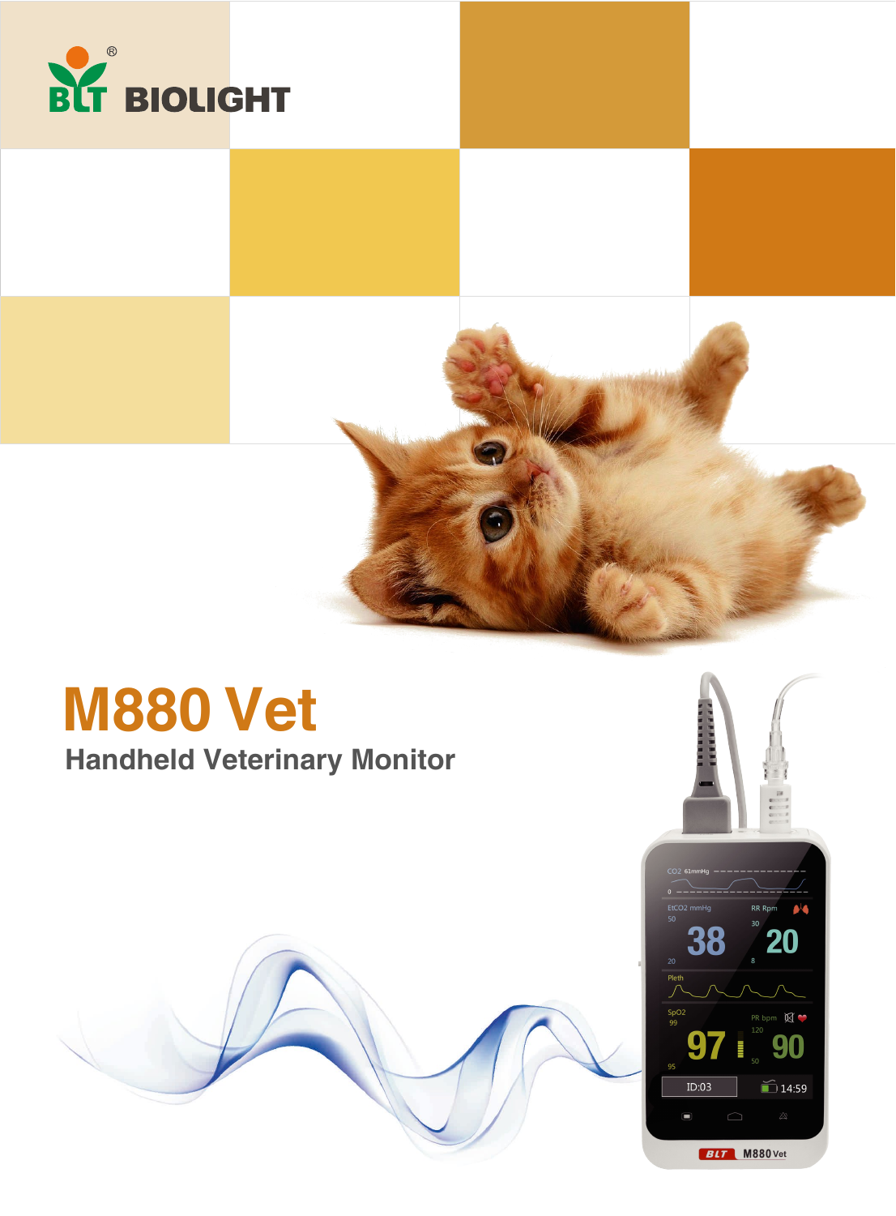BIOLIGHT

# M880 Vet

## Handheld Veterinary Monitor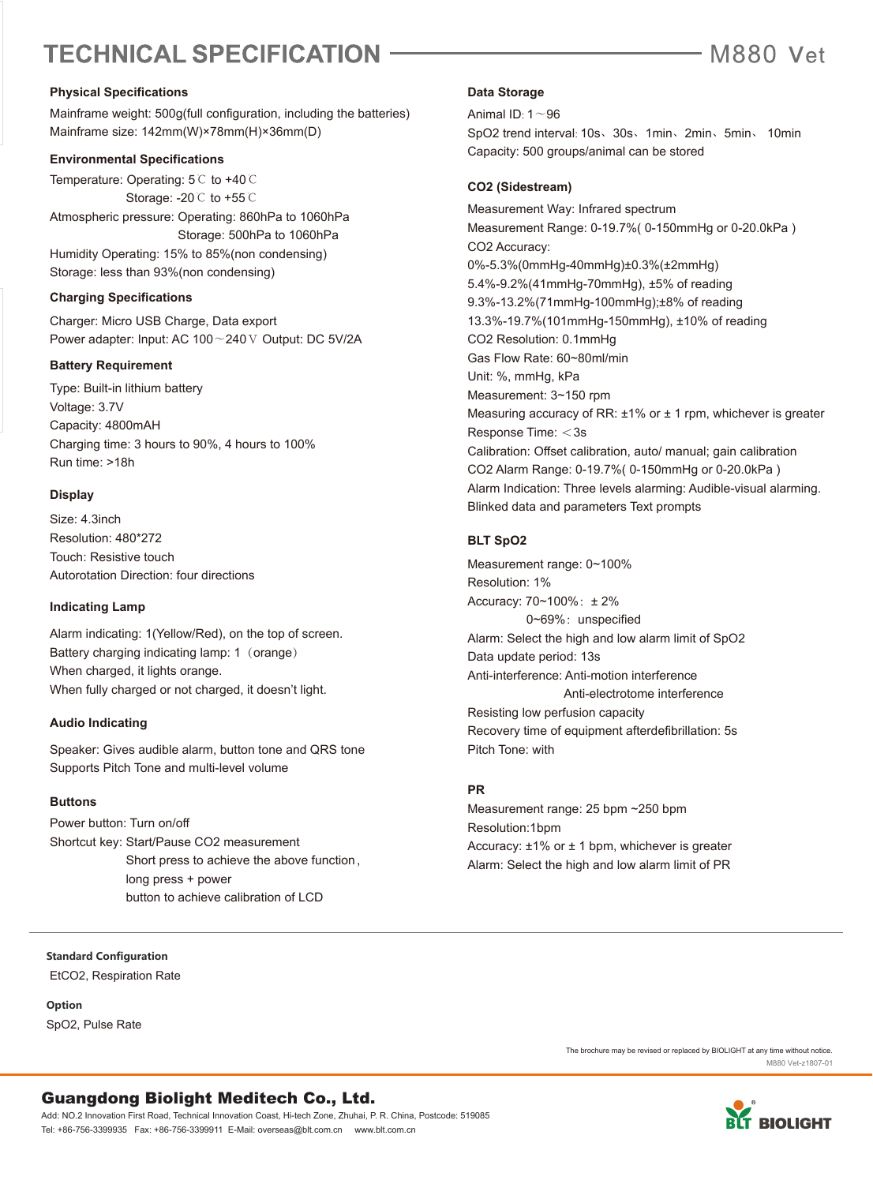# TECHNICAL SPECIFICATION — M880 Vet

### Physical Specifications

Mainframe weight: 500g(full configuration, including the batteries)
Mainframe size: 142mm(W)×78mm(H)×36mm(D)

### Environmental Specifications

Temperature: Operating: 5℃ to +40℃
Storage: -20℃ to +55℃
Atmospheric pressure: Operating: 860hPa to 1060hPa
Storage: 500hPa to 1060hPa
Humidity Operating: 15% to 85%(non condensing)
Storage: less than 93%(non condensing)

### Charging Specifications

Charger: Micro USB Charge, Data export
Power adapter: Input: AC 100～240Ｖ Output: DC 5V/2A

### Battery Requirement

Type: Built-in lithium battery
Voltage: 3.7V
Capacity: 4800mAH
Charging time: 3 hours to 90%, 4 hours to 100%
Run time: >18h

### Display

Size: 4.3inch
Resolution: 480*272
Touch: Resistive touch
Autorotation Direction: four directions

### Indicating Lamp

Alarm indicating: 1(Yellow/Red), on the top of screen.
Battery charging indicating lamp: 1（orange）
When charged, it lights orange.
When fully charged or not charged, it doesn't light.

### Audio Indicating

Speaker: Gives audible alarm, button tone and QRS tone
Supports Pitch Tone and multi-level volume

### Buttons

Power button: Turn on/off
Shortcut key: Start/Pause $CO_2$ measurement
Short press to achieve the above function,
long press + power
button to achieve calibration of LCD

### Data Storage

Animal ID: 1～96
SpO2 trend interval: 10s、30s、1min、2min、5min、 10min
Capacity: 500 groups/animal can be stored

### $CO_2$ (Sidestream)

Measurement Way: Infrared spectrum
Measurement Range: 0-19.7%( 0-150mmHg or 0-20.0kPa )
$CO_2$ Accuracy:
0%-5.3%(0mmHg-40mmHg)±0.3%(±2mmHg)
5.4%-9.2%(41mmHg-70mmHg), ±5% of reading
9.3%-13.2%(71mmHg-100mmHg);±8% of reading
13.3%-19.7%(101mmHg-150mmHg), ±10% of reading
$CO_2$ Resolution: 0.1mmHg
Gas Flow Rate: 60~80ml/min
Unit: %, mmHg, kPa
Measurement: 3~150 rpm
Measuring accuracy of RR: ±1% or ± 1 rpm, whichever is greater
Response Time: ＜3s
Calibration: Offset calibration, auto/ manual; gain calibration
$CO_2$ Alarm Range: 0-19.7%( 0-150mmHg or 0-20.0kPa )
Alarm Indication: Three levels alarming: Audible-visual alarming.
Blinked data and parameters Text prompts

### BLT $SpO_2$

Measurement range: 0~100%
Resolution: 1%
Accuracy: 70~100%: ± 2%
0~69%: unspecified
Alarm: Select the high and low alarm limit of $SpO_2$
Data update period: 13s
Anti-interference: Anti-motion interference
Anti-electrotome interference
Resisting low perfusion capacity
Recovery time of equipment afterdefibrillation: 5s
Pitch Tone: with

### PR

Measurement range: 25 bpm ~250 bpm
Resolution:1bpm
Accuracy: ±1% or ± 1 bpm, whichever is greater
Alarm: Select the high and low alarm limit of PR

---

**Standard Configuration**

$EtCO_2$, Respiration Rate

**Option**

$SpO_2$, Pulse Rate

The brochure may be revised or replaced by BIOLIGHT at any time without notice.
M880 Vet-z1807-01

**Guangdong Biolight Meditech Co., Ltd.**
Add: NO.2 Innovation First Road, Technical Innovation Coast, Hi-tech Zone, Zhuhai, P. R. China, Postcode: 519085
Tel: +86-756-3399935 Fax: +86-756-3399911 E-Mail: overseas@blt.com.cn www.blt.com.cn

BLT BIOLIGHT